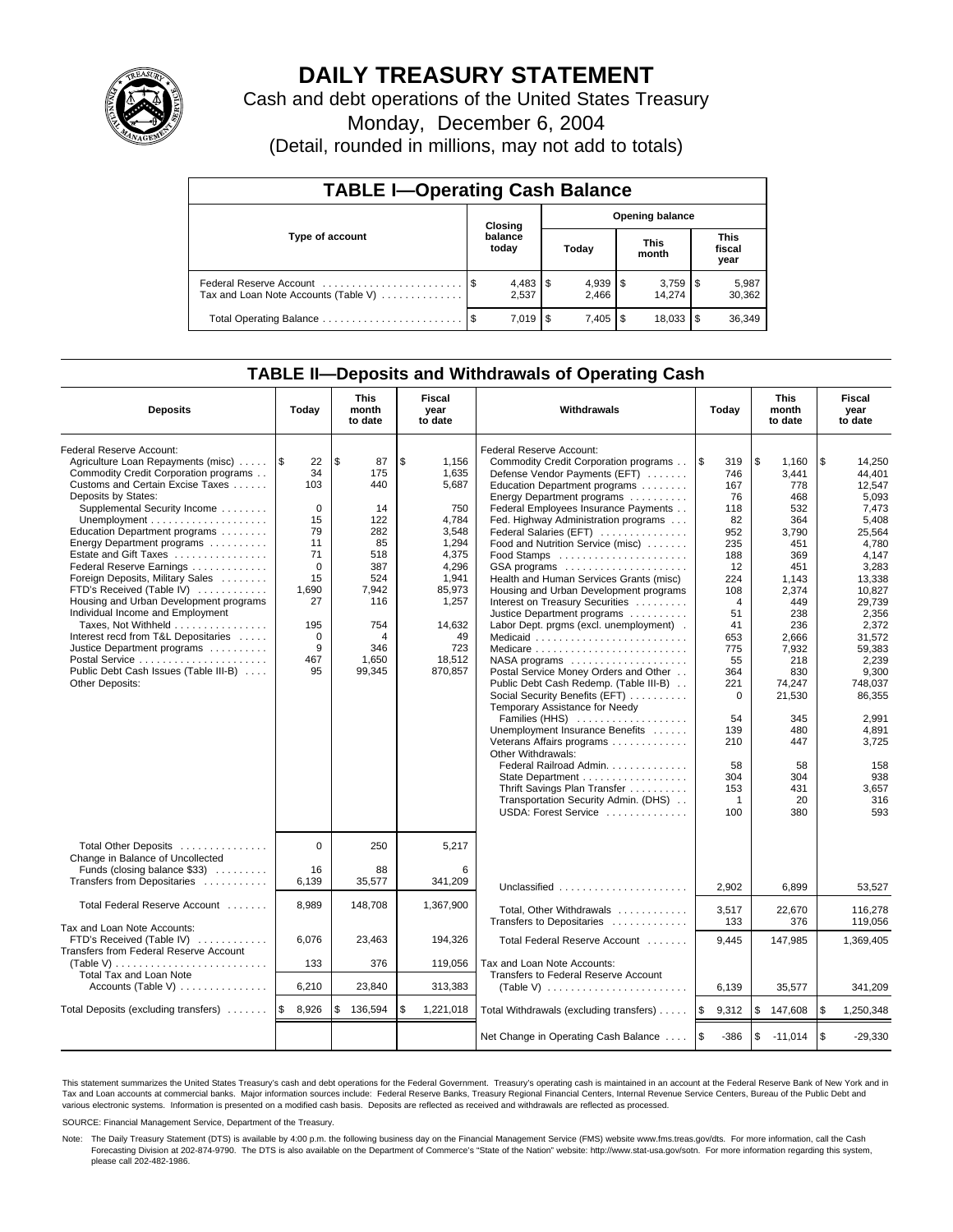# DAILY TREASURY STATEMENT

Cash and debt operations of the United States Treasury

Monday, December 6, 2004

(Detail, rounded in millions, may not add to totals)

## TABLE I—Operating Cash Balance

| Type of account | Closing balance today | Opening balance Today | Opening balance This month | Opening balance This fiscal year |
|---|---|---|---|---|
| Federal Reserve Account | $ 4,483 | $ 4,939 | $ 3,759 | $ 5,987 |
| Tax and Loan Note Accounts (Table V) | 2,537 | 2,466 | 14,274 | 30,362 |
| Total Operating Balance | $ 7,019 | $ 7,405 | $ 18,033 | $ 36,349 |

## TABLE II—Deposits and Withdrawals of Operating Cash

| Deposits | Today | This month to date | Fiscal year to date |
|---|---|---|---|
| Federal Reserve Account: | | | |
| Agriculture Loan Repayments (misc) | $ 22 | $ 87 | $ 1,156 |
| Commodity Credit Corporation programs | 34 | 175 | 1,635 |
| Customs and Certain Excise Taxes | 103 | 440 | 5,687 |
| Deposits by States: | | | |
| Supplemental Security Income | 0 | 14 | 750 |
| Unemployment | 15 | 122 | 4,784 |
| Education Department programs | 79 | 282 | 3,548 |
| Energy Department programs | 11 | 85 | 1,294 |
| Estate and Gift Taxes | 71 | 518 | 4,375 |
| Federal Reserve Earnings | 0 | 387 | 4,296 |
| Foreign Deposits, Military Sales | 15 | 524 | 1,941 |
| FTD's Received (Table IV) | 1,690 | 7,942 | 85,973 |
| Housing and Urban Development programs | 27 | 116 | 1,257 |
| Individual Income and Employment Taxes, Not Withheld | 195 | 754 | 14,632 |
| Interest recd from T&L Depositaries | 0 | 4 | 49 |
| Justice Department programs | 9 | 346 | 723 |
| Postal Service | 467 | 1,650 | 18,512 |
| Public Debt Cash Issues (Table III-B) | 95 | 99,345 | 870,857 |
| Other Deposits: | | | |
| Total Other Deposits | 0 | 250 | 5,217 |
| Change in Balance of Uncollected Funds (closing balance $33) | 16 | 88 | 6 |
| Transfers from Depositaries | 6,139 | 35,577 | 341,209 |
| Total Federal Reserve Account | 8,989 | 148,708 | 1,367,900 |
| Tax and Loan Note Accounts: | | | |
| FTD's Received (Table IV) | 6,076 | 23,463 | 194,326 |
| Transfers from Federal Reserve Account (Table V) | 133 | 376 | 119,056 |
| Total Tax and Loan Note Accounts (Table V) | 6,210 | 23,840 | 313,383 |
| Total Deposits (excluding transfers) | $ 8,926 | $ 136,594 | $ 1,221,018 |

| Withdrawals | Today | This month to date | Fiscal year to date |
|---|---|---|---|
| Federal Reserve Account: | | | |
| Commodity Credit Corporation programs | $ 319 | $ 1,160 | $ 14,250 |
| Defense Vendor Payments (EFT) | 746 | 3,441 | 44,401 |
| Education Department programs | 167 | 778 | 12,547 |
| Energy Department programs | 76 | 468 | 5,093 |
| Federal Employees Insurance Payments | 118 | 532 | 7,473 |
| Fed. Highway Administration programs | 82 | 364 | 5,408 |
| Federal Salaries (EFT) | 952 | 3,790 | 25,564 |
| Food and Nutrition Service (misc) | 235 | 451 | 4,780 |
| Food Stamps | 188 | 369 | 4,147 |
| GSA programs | 12 | 451 | 3,283 |
| Health and Human Services Grants (misc) | 224 | 1,143 | 13,338 |
| Housing and Urban Development programs | 108 | 2,374 | 10,827 |
| Interest on Treasury Securities | 4 | 449 | 29,739 |
| Justice Department programs | 51 | 238 | 2,356 |
| Labor Dept. prgms (excl. unemployment) | 41 | 236 | 2,372 |
| Medicaid | 653 | 2,666 | 31,572 |
| Medicare | 775 | 7,932 | 59,383 |
| NASA programs | 55 | 218 | 2,239 |
| Postal Service Money Orders and Other | 364 | 830 | 9,300 |
| Public Debt Cash Redemp. (Table III-B) | 221 | 74,247 | 748,037 |
| Social Security Benefits (EFT) | 0 | 21,530 | 86,355 |
| Temporary Assistance for Needy Families (HHS) | 54 | 345 | 2,991 |
| Unemployment Insurance Benefits | 139 | 480 | 4,891 |
| Veterans Affairs programs | 210 | 447 | 3,725 |
| Other Withdrawals: | | | |
| Federal Railroad Admin. | 58 | 58 | 158 |
| State Department | 304 | 304 | 938 |
| Thrift Savings Plan Transfer | 153 | 431 | 3,657 |
| Transportation Security Admin. (DHS) | 1 | 20 | 316 |
| USDA: Forest Service | 100 | 380 | 593 |
| Unclassified | 2,902 | 6,899 | 53,527 |
| Total, Other Withdrawals | 3,517 | 22,670 | 116,278 |
| Transfers to Depositaries | 133 | 376 | 119,056 |
| Total Federal Reserve Account | 9,445 | 147,985 | 1,369,405 |
| Tax and Loan Note Accounts: | | | |
| Transfers to Federal Reserve Account (Table V) | 6,139 | 35,577 | 341,209 |
| Total Withdrawals (excluding transfers) | $ 9,312 | $ 147,608 | $ 1,250,348 |
| Net Change in Operating Cash Balance | $ -386 | $ -11,014 | $ -29,330 |

This statement summarizes the United States Treasury's cash and debt operations for the Federal Government. Treasury's operating cash is maintained in an account at the Federal Reserve Bank of New York and in Tax and Loan accounts at commercial banks. Major information sources include: Federal Reserve Banks, Treasury Regional Financial Centers, Internal Revenue Service Centers, Bureau of the Public Debt and various electronic systems. Information is presented on a modified cash basis. Deposits are reflected as received and withdrawals are reflected as processed.

SOURCE: Financial Management Service, Department of the Treasury.

Note: The Daily Treasury Statement (DTS) is available by 4:00 p.m. the following business day on the Financial Management Service (FMS) website www.fms.treas.gov/dts. For more information, call the Cash Forecasting Division at 202-874-9790. The DTS is also available on the Department of Commerce's "State of the Nation" website: http://www.stat-usa.gov/sotn. For more information regarding this system, please call 202-482-1986.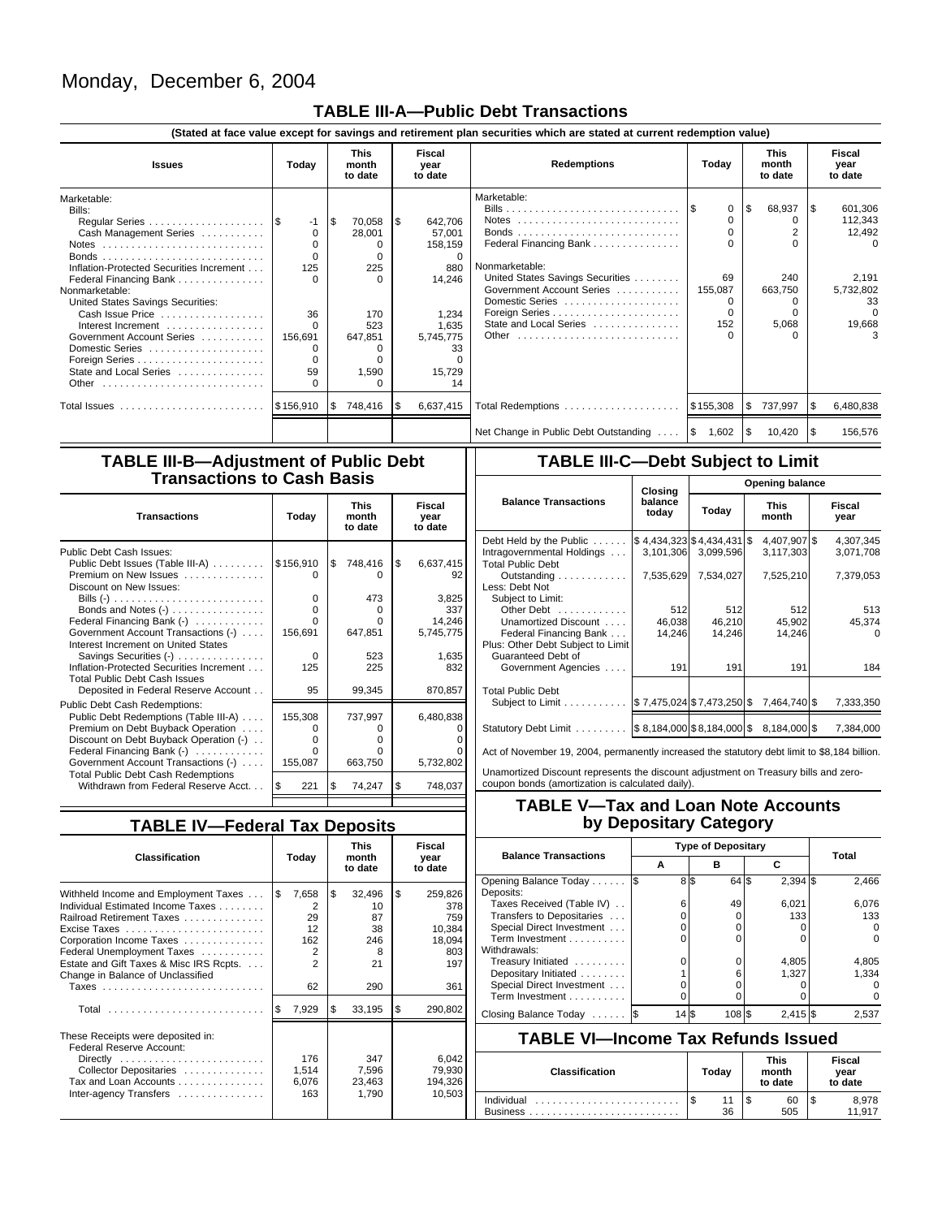Monday, December 6, 2004

## TABLE III-A—Public Debt Transactions

(Stated at face value except for savings and retirement plan securities which are stated at current redemption value)

| Issues | Today | This month to date | Fiscal year to date |
|---|---|---|---|
| Marketable: | | | |
| Bills: | | | |
| Regular Series | $ -1 | $ 70,058 | $ 642,706 |
| Cash Management Series | 0 | 28,001 | 57,001 |
| Notes | 0 | 0 | 158,159 |
| Bonds | 0 | 0 | 0 |
| Inflation-Protected Securities Increment | 125 | 225 | 880 |
| Federal Financing Bank | 0 | 0 | 14,246 |
| Nonmarketable: | | | |
| United States Savings Securities: | | | |
| Cash Issue Price | 36 | 170 | 1,234 |
| Interest Increment | 0 | 523 | 1,635 |
| Government Account Series | 156,691 | 647,851 | 5,745,775 |
| Domestic Series | 0 | 0 | 33 |
| Foreign Series | 0 | 0 | 0 |
| State and Local Series | 59 | 1,590 | 15,729 |
| Other | 0 | 0 | 14 |
| Total Issues | $156,910 | $ 748,416 | $ 6,637,415 |

| Redemptions | Today | This month to date | Fiscal year to date |
|---|---|---|---|
| Marketable: | | | |
| Bills | $ 0 | $ 68,937 | $ 601,306 |
| Notes | 0 | 0 | 112,343 |
| Bonds | 0 | 2 | 12,492 |
| Federal Financing Bank | 0 | 0 | 0 |
| Nonmarketable: | | | |
| United States Savings Securities | 69 | 240 | 2,191 |
| Government Account Series | 155,087 | 663,750 | 5,732,802 |
| Domestic Series | 0 | 0 | 33 |
| Foreign Series | 0 | 0 | 0 |
| State and Local Series | 152 | 5,068 | 19,668 |
| Other | 0 | 0 | 3 |
| Total Redemptions | $155,308 | $ 737,997 | $ 6,480,838 |
| Net Change in Public Debt Outstanding | $ 1,602 | $ 10,420 | $ 156,576 |

## TABLE III-B—Adjustment of Public Debt Transactions to Cash Basis

| Transactions | Today | This month to date | Fiscal year to date |
|---|---|---|---|
| Public Debt Cash Issues: | | | |
| Public Debt Issues (Table III-A) | $156,910 | $ 748,416 | $ 6,637,415 |
| Premium on New Issues | 0 | 0 | 92 |
| Discount on New Issues: | | | |
| Bills (-) | 0 | 473 | 3,825 |
| Bonds and Notes (-) | 0 | 0 | 337 |
| Federal Financing Bank (-) | 0 | 0 | 14,246 |
| Government Account Transactions (-) | 156,691 | 647,851 | 5,745,775 |
| Interest Increment on United States Savings Securities (-) | 0 | 523 | 1,635 |
| Inflation-Protected Securities Increment | 125 | 225 | 832 |
| Total Public Debt Cash Issues Deposited in Federal Reserve Account | 95 | 99,345 | 870,857 |
| Public Debt Cash Redemptions: | | | |
| Public Debt Redemptions (Table III-A) | 155,308 | 737,997 | 6,480,838 |
| Premium on Debt Buyback Operation | 0 | 0 | 0 |
| Discount on Debt Buyback Operation (-) | 0 | 0 | 0 |
| Federal Financing Bank (-) | 0 | 0 | 0 |
| Government Account Transactions (-) | 155,087 | 663,750 | 5,732,802 |
| Total Public Debt Cash Redemptions Withdrawn from Federal Reserve Acct. | $ 221 | $ 74,247 | $ 748,037 |

## TABLE III-C—Debt Subject to Limit

| Balance Transactions | Closing balance today | Opening balance | | |
|---|---|---|---|---|
| | | Today | This month | Fiscal year |
| Debt Held by the Public | $ 4,434,323 | $ 4,434,431 | $ 4,407,907 | $ 4,307,345 |
| Intragovernmental Holdings | 3,101,306 | 3,099,596 | 3,117,303 | 3,071,708 |
| Total Public Debt Outstanding | 7,535,629 | 7,534,027 | 7,525,210 | 7,379,053 |
| Less: Debt Not Subject to Limit: | | | | |
| Other Debt | 512 | 512 | 512 | 513 |
| Unamortized Discount | 46,038 | 46,210 | 45,902 | 45,374 |
| Federal Financing Bank | 14,246 | 14,246 | 14,246 | 0 |
| Plus: Other Debt Subject to Limit Guaranteed Debt of Government Agencies | 191 | 191 | 191 | 184 |
| Total Public Debt Subject to Limit | $ 7,475,024 | $ 7,473,250 | $ 7,464,740 | $ 7,333,350 |
| Statutory Debt Limit | $ 8,184,000 | $ 8,184,000 | $ 8,184,000 | $ 7,384,000 |

Act of November 19, 2004, permanently increased the statutory debt limit to $8,184 billion.

Unamortized Discount represents the discount adjustment on Treasury bills and zero-coupon bonds (amortization is calculated daily).

## TABLE IV—Federal Tax Deposits

| Classification | Today | This month to date | Fiscal year to date |
|---|---|---|---|
| Withheld Income and Employment Taxes | $ 7,658 | $ 32,496 | $ 259,826 |
| Individual Estimated Income Taxes | 2 | 10 | 378 |
| Railroad Retirement Taxes | 29 | 87 | 759 |
| Excise Taxes | 12 | 38 | 10,384 |
| Corporation Income Taxes | 162 | 246 | 18,094 |
| Federal Unemployment Taxes | 2 | 8 | 803 |
| Estate and Gift Taxes & Misc IRS Rcpts. | 2 | 21 | 197 |
| Change in Balance of Unclassified Taxes | 62 | 290 | 361 |
| Total | $ 7,929 | $ 33,195 | $ 290,802 |
| These Receipts were deposited in: | | | |
| Federal Reserve Account: | | | |
| Directly | 176 | 347 | 6,042 |
| Collector Depositaries | 1,514 | 7,596 | 79,930 |
| Tax and Loan Accounts | 6,076 | 23,463 | 194,326 |
| Inter-agency Transfers | 163 | 1,790 | 10,503 |

## TABLE V—Tax and Loan Note Accounts by Depositary Category

| Balance Transactions | Type of Depositary | | | Total |
|---|---|---|---|---|
| | A | B | C | |
| Opening Balance Today | $ 8 | $ 64 | $ 2,394 | $ 2,466 |
| Deposits: | | | | |
| Taxes Received (Table IV) | 6 | 49 | 6,021 | 6,076 |
| Transfers to Depositaries | 0 | 0 | 133 | 133 |
| Special Direct Investment | 0 | 0 | 0 | 0 |
| Term Investment | 0 | 0 | 0 | 0 |
| Withdrawals: | | | | |
| Treasury Initiated | 0 | 0 | 4,805 | 4,805 |
| Depositary Initiated | 1 | 6 | 1,327 | 1,334 |
| Special Direct Investment | 0 | 0 | 0 | 0 |
| Term Investment | 0 | 0 | 0 | 0 |
| Closing Balance Today | $ 14 | $ 108 | $ 2,415 | $ 2,537 |

## TABLE VI—Income Tax Refunds Issued

| Classification | Today | This month to date | Fiscal year to date |
|---|---|---|---|
| Individual | $ 11 | $ 60 | $ 8,978 |
| Business | 36 | 505 | 11,917 |